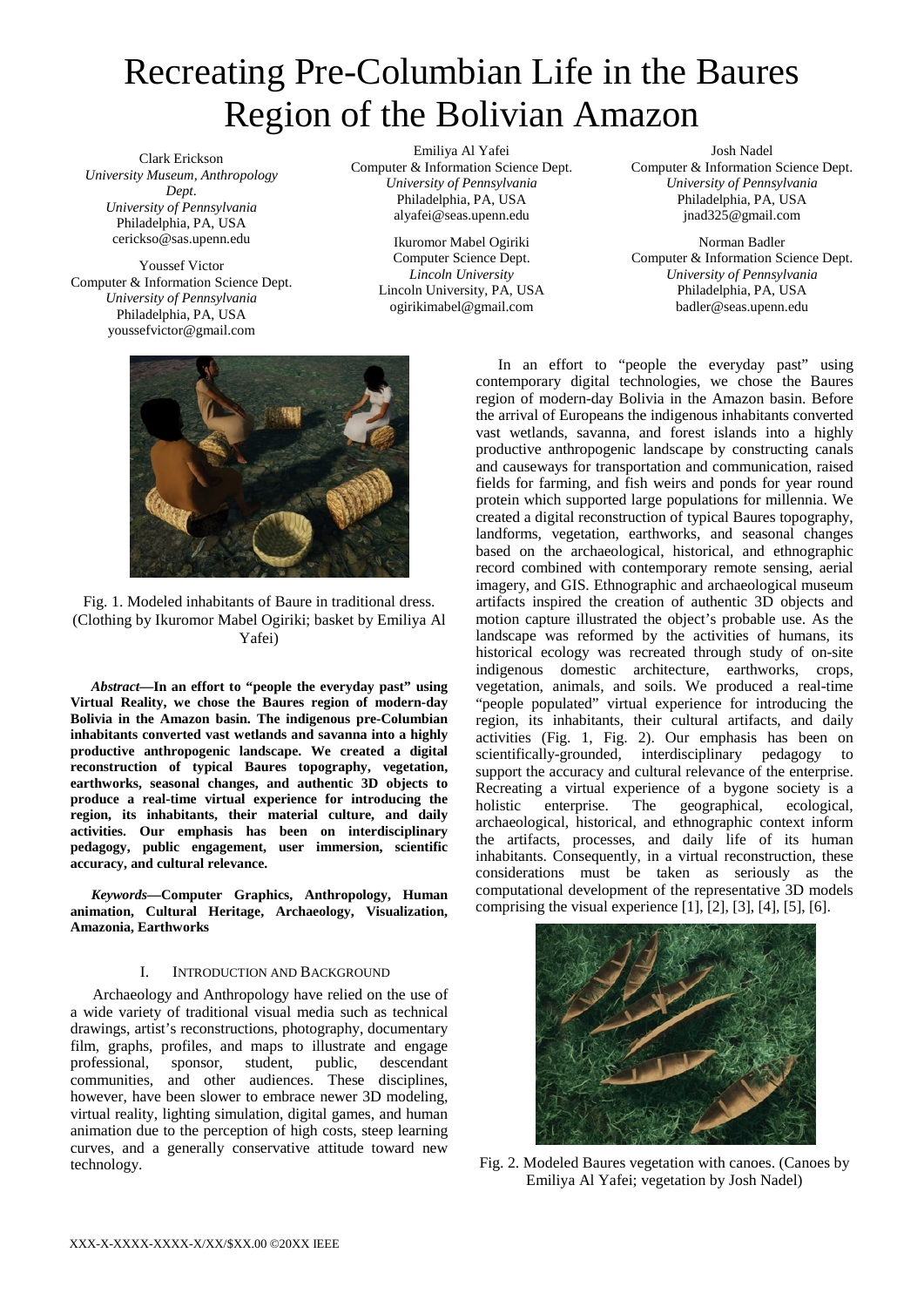# Recreating Pre-Columbian Life in the Baures Region of the Bolivian Amazon

Clark Erickson
*University Museum, Anthropology Dept.*
*University of Pennsylvania*
Philadelphia, PA, USA
cerickso@sas.upenn.edu

Youssef Victor
Computer & Information Science Dept.
*University of Pennsylvania*
Philadelphia, PA, USA
youssefvictor@gmail.com

Emiliya Al Yafei
Computer & Information Science Dept.
*University of Pennsylvania*
Philadelphia, PA, USA
alyafei@seas.upenn.edu

Ikuromor Mabel Ogiriki
Computer Science Dept.
*Lincoln University*
Lincoln University, PA, USA
ogirikimabel@gmail.com

Josh Nadel
Computer & Information Science Dept.
*University of Pennsylvania*
Philadelphia, PA, USA
jnad325@gmail.com

Norman Badler
Computer & Information Science Dept.
*University of Pennsylvania*
Philadelphia, PA, USA
badler@seas.upenn.edu

Fig. 1. Modeled inhabitants of Baure in traditional dress. (Clothing by Ikuromor Mabel Ogiriki; basket by Emiliya Al Yafei)

***Abstract*—In an effort to "people the everyday past" using Virtual Reality, we chose the Baures region of modern-day Bolivia in the Amazon basin. The indigenous pre-Columbian inhabitants converted vast wetlands and savanna into a highly productive anthropogenic landscape. We created a digital reconstruction of typical Baures topography, vegetation, earthworks, seasonal changes, and authentic 3D objects to produce a real-time virtual experience for introducing the region, its inhabitants, their material culture, and daily activities. Our emphasis has been on interdisciplinary pedagogy, public engagement, user immersion, scientific accuracy, and cultural relevance.**

***Keywords*—Computer Graphics, Anthropology, Human animation, Cultural Heritage, Archaeology, Visualization, Amazonia, Earthworks**

## I. Introduction and Background

Archaeology and Anthropology have relied on the use of a wide variety of traditional visual media such as technical drawings, artist's reconstructions, photography, documentary film, graphs, profiles, and maps to illustrate and engage professional, sponsor, student, public, descendant communities, and other audiences. These disciplines, however, have been slower to embrace newer 3D modeling, virtual reality, lighting simulation, digital games, and human animation due to the perception of high costs, steep learning curves, and a generally conservative attitude toward new technology.

In an effort to "people the everyday past" using contemporary digital technologies, we chose the Baures region of modern-day Bolivia in the Amazon basin. Before the arrival of Europeans the indigenous inhabitants converted vast wetlands, savanna, and forest islands into a highly productive anthropogenic landscape by constructing canals and causeways for transportation and communication, raised fields for farming, and fish weirs and ponds for year round protein which supported large populations for millennia. We created a digital reconstruction of typical Baures topography, landforms, vegetation, earthworks, and seasonal changes based on the archaeological, historical, and ethnographic record combined with contemporary remote sensing, aerial imagery, and GIS. Ethnographic and archaeological museum artifacts inspired the creation of authentic 3D objects and motion capture illustrated the object's probable use. As the landscape was reformed by the activities of humans, its historical ecology was recreated through study of on-site indigenous domestic architecture, earthworks, crops, vegetation, animals, and soils. We produced a real-time "people populated" virtual experience for introducing the region, its inhabitants, their cultural artifacts, and daily activities (Fig. 1, Fig. 2). Our emphasis has been on scientifically-grounded, interdisciplinary pedagogy to support the accuracy and cultural relevance of the enterprise. Recreating a virtual experience of a bygone society is a holistic enterprise. The geographical, ecological, archaeological, historical, and ethnographic context inform the artifacts, processes, and daily life of its human inhabitants. Consequently, in a virtual reconstruction, these considerations must be taken as seriously as the computational development of the representative 3D models comprising the visual experience [1], [2], [3], [4], [5], [6].

Fig. 2. Modeled Baures vegetation with canoes. (Canoes by Emiliya Al Yafei; vegetation by Josh Nadel)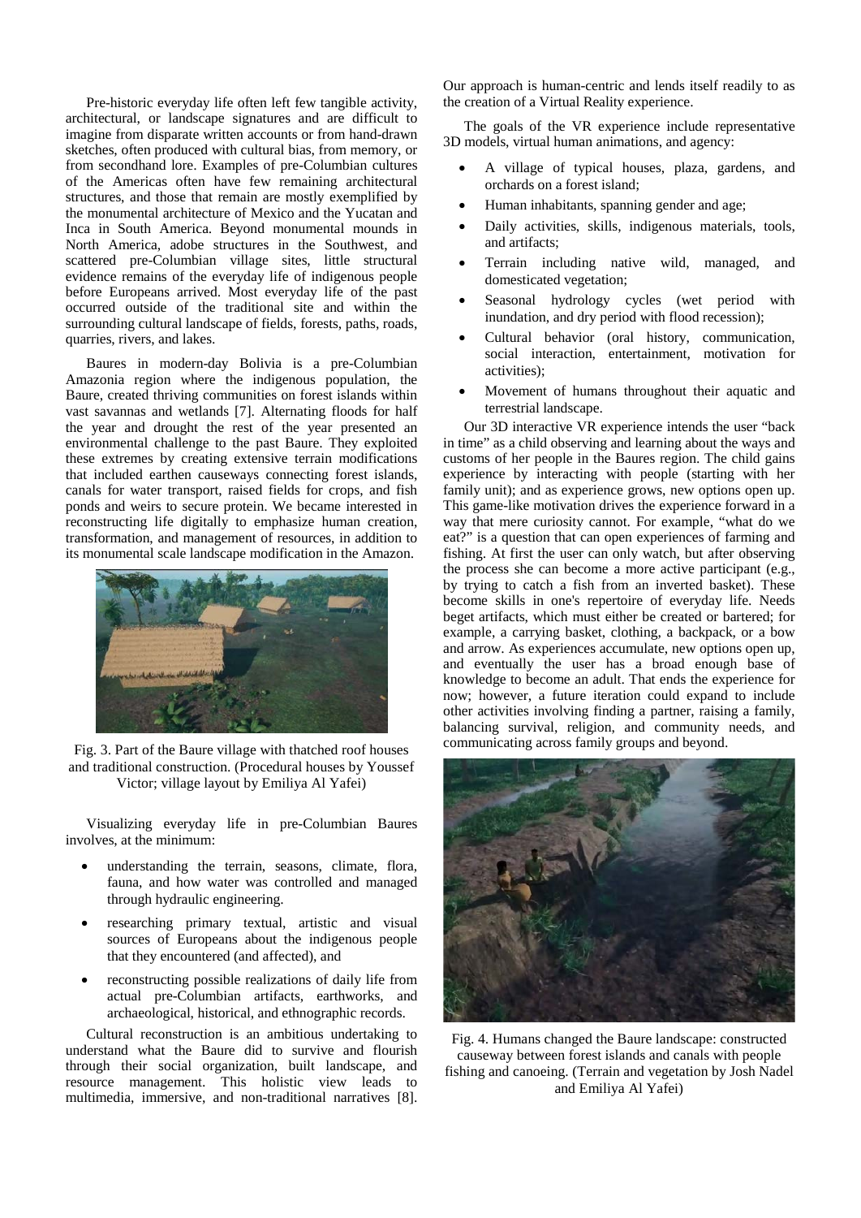Pre-historic everyday life often left few tangible activity, architectural, or landscape signatures and are difficult to imagine from disparate written accounts or from hand-drawn sketches, often produced with cultural bias, from memory, or from secondhand lore. Examples of pre-Columbian cultures of the Americas often have few remaining architectural structures, and those that remain are mostly exemplified by the monumental architecture of Mexico and the Yucatan and Inca in South America. Beyond monumental mounds in North America, adobe structures in the Southwest, and scattered pre-Columbian village sites, little structural evidence remains of the everyday life of indigenous people before Europeans arrived. Most everyday life of the past occurred outside of the traditional site and within the surrounding cultural landscape of fields, forests, paths, roads, quarries, rivers, and lakes.

Baures in modern-day Bolivia is a pre-Columbian Amazonia region where the indigenous population, the Baure, created thriving communities on forest islands within vast savannas and wetlands [7]. Alternating floods for half the year and drought the rest of the year presented an environmental challenge to the past Baure. They exploited these extremes by creating extensive terrain modifications that included earthen causeways connecting forest islands, canals for water transport, raised fields for crops, and fish ponds and weirs to secure protein. We became interested in reconstructing life digitally to emphasize human creation, transformation, and management of resources, in addition to its monumental scale landscape modification in the Amazon.

Fig. 3. Part of the Baure village with thatched roof houses and traditional construction. (Procedural houses by Youssef Victor; village layout by Emiliya Al Yafei)

Visualizing everyday life in pre-Columbian Baures involves, at the minimum:

- understanding the terrain, seasons, climate, flora, fauna, and how water was controlled and managed through hydraulic engineering.
- researching primary textual, artistic and visual sources of Europeans about the indigenous people that they encountered (and affected), and
- reconstructing possible realizations of daily life from actual pre-Columbian artifacts, earthworks, and archaeological, historical, and ethnographic records.

Cultural reconstruction is an ambitious undertaking to understand what the Baure did to survive and flourish through their social organization, built landscape, and resource management. This holistic view leads to multimedia, immersive, and non-traditional narratives [8]. Our approach is human-centric and lends itself readily to as the creation of a Virtual Reality experience.

The goals of the VR experience include representative 3D models, virtual human animations, and agency:

- A village of typical houses, plaza, gardens, and orchards on a forest island;
- Human inhabitants, spanning gender and age;
- Daily activities, skills, indigenous materials, tools, and artifacts;
- Terrain including native wild, managed, and domesticated vegetation;
- Seasonal hydrology cycles (wet period with inundation, and dry period with flood recession);
- Cultural behavior (oral history, communication, social interaction, entertainment, motivation for activities);
- Movement of humans throughout their aquatic and terrestrial landscape.

Our 3D interactive VR experience intends the user "back in time" as a child observing and learning about the ways and customs of her people in the Baures region. The child gains experience by interacting with people (starting with her family unit); and as experience grows, new options open up. This game-like motivation drives the experience forward in a way that mere curiosity cannot. For example, "what do we eat?" is a question that can open experiences of farming and fishing. At first the user can only watch, but after observing the process she can become a more active participant (e.g., by trying to catch a fish from an inverted basket). These become skills in one's repertoire of everyday life. Needs beget artifacts, which must either be created or bartered; for example, a carrying basket, clothing, a backpack, or a bow and arrow. As experiences accumulate, new options open up, and eventually the user has a broad enough base of knowledge to become an adult. That ends the experience for now; however, a future iteration could expand to include other activities involving finding a partner, raising a family, balancing survival, religion, and community needs, and communicating across family groups and beyond.

Fig. 4. Humans changed the Baure landscape: constructed causeway between forest islands and canals with people fishing and canoeing. (Terrain and vegetation by Josh Nadel and Emiliya Al Yafei)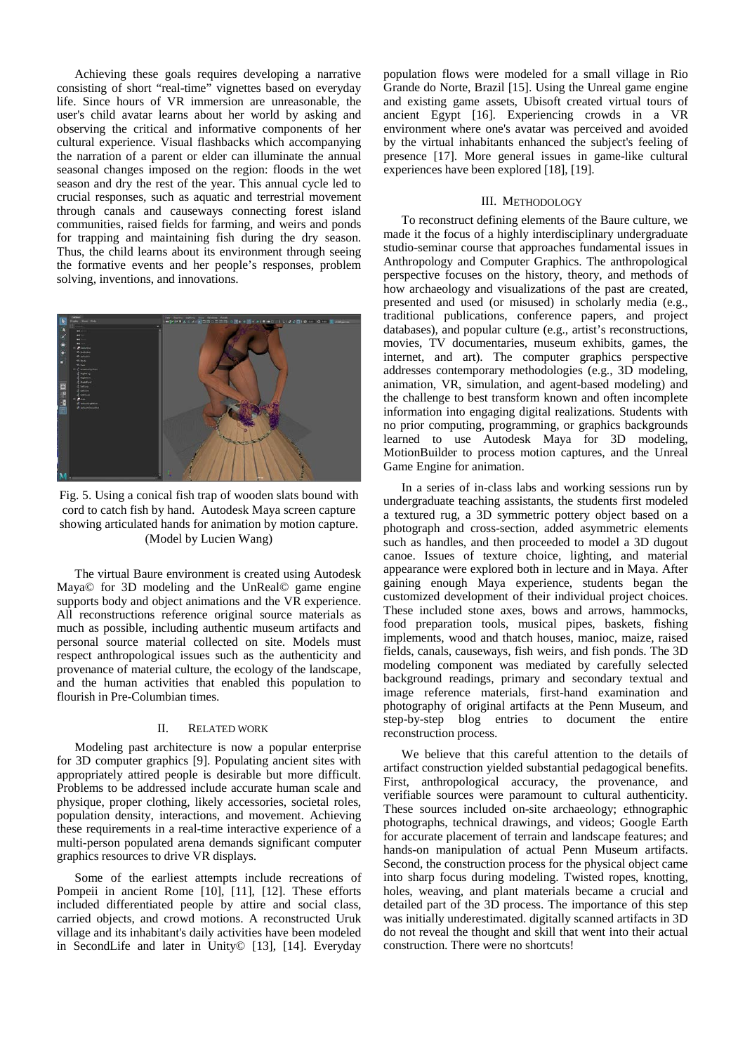Achieving these goals requires developing a narrative consisting of short "real-time" vignettes based on everyday life. Since hours of VR immersion are unreasonable, the user's child avatar learns about her world by asking and observing the critical and informative components of her cultural experience. Visual flashbacks which accompanying the narration of a parent or elder can illuminate the annual seasonal changes imposed on the region: floods in the wet season and dry the rest of the year. This annual cycle led to crucial responses, such as aquatic and terrestrial movement through canals and causeways connecting forest island communities, raised fields for farming, and weirs and ponds for trapping and maintaining fish during the dry season. Thus, the child learns about its environment through seeing the formative events and her people's responses, problem solving, inventions, and innovations.

Fig. 5. Using a conical fish trap of wooden slats bound with cord to catch fish by hand. Autodesk Maya screen capture showing articulated hands for animation by motion capture. (Model by Lucien Wang)

The virtual Baure environment is created using Autodesk Maya© for 3D modeling and the UnReal© game engine supports body and object animations and the VR experience. All reconstructions reference original source materials as much as possible, including authentic museum artifacts and personal source material collected on site. Models must respect anthropological issues such as the authenticity and provenance of material culture, the ecology of the landscape, and the human activities that enabled this population to flourish in Pre-Columbian times.

## II. Related Work

Modeling past architecture is now a popular enterprise for 3D computer graphics [9]. Populating ancient sites with appropriately attired people is desirable but more difficult. Problems to be addressed include accurate human scale and physique, proper clothing, likely accessories, societal roles, population density, interactions, and movement. Achieving these requirements in a real-time interactive experience of a multi-person populated arena demands significant computer graphics resources to drive VR displays.

Some of the earliest attempts include recreations of Pompeii in ancient Rome [10], [11], [12]. These efforts included differentiated people by attire and social class, carried objects, and crowd motions. A reconstructed Uruk village and its inhabitant's daily activities have been modeled in SecondLife and later in Unity© [13], [14]. Everyday population flows were modeled for a small village in Rio Grande do Norte, Brazil [15]. Using the Unreal game engine and existing game assets, Ubisoft created virtual tours of ancient Egypt [16]. Experiencing crowds in a VR environment where one's avatar was perceived and avoided by the virtual inhabitants enhanced the subject's feeling of presence [17]. More general issues in game-like cultural experiences have been explored [18], [19].

## III. Methodology

To reconstruct defining elements of the Baure culture, we made it the focus of a highly interdisciplinary undergraduate studio-seminar course that approaches fundamental issues in Anthropology and Computer Graphics. The anthropological perspective focuses on the history, theory, and methods of how archaeology and visualizations of the past are created, presented and used (or misused) in scholarly media (e.g., traditional publications, conference papers, and project databases), and popular culture (e.g., artist's reconstructions, movies, TV documentaries, museum exhibits, games, the internet, and art). The computer graphics perspective addresses contemporary methodologies (e.g., 3D modeling, animation, VR, simulation, and agent-based modeling) and the challenge to best transform known and often incomplete information into engaging digital realizations. Students with no prior computing, programming, or graphics backgrounds learned to use Autodesk Maya for 3D modeling, MotionBuilder to process motion captures, and the Unreal Game Engine for animation.

In a series of in-class labs and working sessions run by undergraduate teaching assistants, the students first modeled a textured rug, a 3D symmetric pottery object based on a photograph and cross-section, added asymmetric elements such as handles, and then proceeded to model a 3D dugout canoe. Issues of texture choice, lighting, and material appearance were explored both in lecture and in Maya. After gaining enough Maya experience, students began the customized development of their individual project choices. These included stone axes, bows and arrows, hammocks, food preparation tools, musical pipes, baskets, fishing implements, wood and thatch houses, manioc, maize, raised fields, canals, causeways, fish weirs, and fish ponds. The 3D modeling component was mediated by carefully selected background readings, primary and secondary textual and image reference materials, first-hand examination and photography of original artifacts at the Penn Museum, and step-by-step blog entries to document the entire reconstruction process.

We believe that this careful attention to the details of artifact construction yielded substantial pedagogical benefits. First, anthropological accuracy, the provenance, and verifiable sources were paramount to cultural authenticity. These sources included on-site archaeology; ethnographic photographs, technical drawings, and videos; Google Earth for accurate placement of terrain and landscape features; and hands-on manipulation of actual Penn Museum artifacts. Second, the construction process for the physical object came into sharp focus during modeling. Twisted ropes, knotting, holes, weaving, and plant materials became a crucial and detailed part of the 3D process. The importance of this step was initially underestimated. digitally scanned artifacts in 3D do not reveal the thought and skill that went into their actual construction. There were no shortcuts!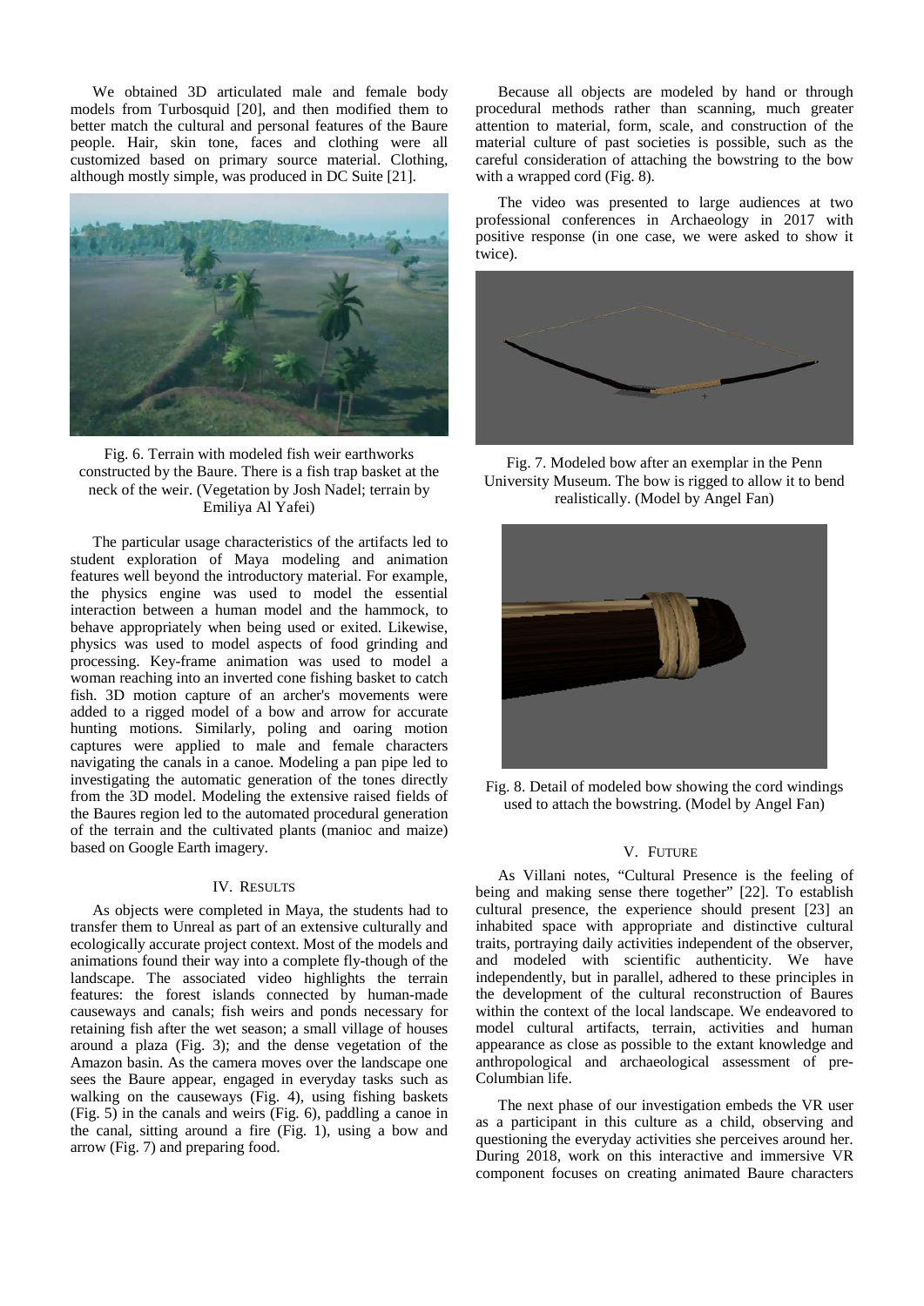We obtained 3D articulated male and female body models from Turbosquid [20], and then modified them to better match the cultural and personal features of the Baure people. Hair, skin tone, faces and clothing were all customized based on primary source material. Clothing, although mostly simple, was produced in DC Suite [21].

Fig. 6. Terrain with modeled fish weir earthworks constructed by the Baure. There is a fish trap basket at the neck of the weir. (Vegetation by Josh Nadel; terrain by Emiliya Al Yafei)

The particular usage characteristics of the artifacts led to student exploration of Maya modeling and animation features well beyond the introductory material. For example, the physics engine was used to model the essential interaction between a human model and the hammock, to behave appropriately when being used or exited. Likewise, physics was used to model aspects of food grinding and processing. Key-frame animation was used to model a woman reaching into an inverted cone fishing basket to catch fish. 3D motion capture of an archer's movements were added to a rigged model of a bow and arrow for accurate hunting motions. Similarly, poling and oaring motion captures were applied to male and female characters navigating the canals in a canoe. Modeling a pan pipe led to investigating the automatic generation of the tones directly from the 3D model. Modeling the extensive raised fields of the Baures region led to the automated procedural generation of the terrain and the cultivated plants (manioc and maize) based on Google Earth imagery.

## IV. Results

As objects were completed in Maya, the students had to transfer them to Unreal as part of an extensive culturally and ecologically accurate project context. Most of the models and animations found their way into a complete fly-though of the landscape. The associated video highlights the terrain features: the forest islands connected by human-made causeways and canals; fish weirs and ponds necessary for retaining fish after the wet season; a small village of houses around a plaza (Fig. 3); and the dense vegetation of the Amazon basin. As the camera moves over the landscape one sees the Baure appear, engaged in everyday tasks such as walking on the causeways (Fig. 4), using fishing baskets (Fig. 5) in the canals and weirs (Fig. 6), paddling a canoe in the canal, sitting around a fire (Fig. 1), using a bow and arrow (Fig. 7) and preparing food.

Because all objects are modeled by hand or through procedural methods rather than scanning, much greater attention to material, form, scale, and construction of the material culture of past societies is possible, such as the careful consideration of attaching the bowstring to the bow with a wrapped cord (Fig. 8).

The video was presented to large audiences at two professional conferences in Archaeology in 2017 with positive response (in one case, we were asked to show it twice).

Fig. 7. Modeled bow after an exemplar in the Penn University Museum. The bow is rigged to allow it to bend realistically. (Model by Angel Fan)

Fig. 8. Detail of modeled bow showing the cord windings used to attach the bowstring. (Model by Angel Fan)

## V. Future

As Villani notes, "Cultural Presence is the feeling of being and making sense there together" [22]. To establish cultural presence, the experience should present [23] an inhabited space with appropriate and distinctive cultural traits, portraying daily activities independent of the observer, and modeled with scientific authenticity. We have independently, but in parallel, adhered to these principles in the development of the cultural reconstruction of Baures within the context of the local landscape. We endeavored to model cultural artifacts, terrain, activities and human appearance as close as possible to the extant knowledge and anthropological and archaeological assessment of pre-Columbian life.

The next phase of our investigation embeds the VR user as a participant in this culture as a child, observing and questioning the everyday activities she perceives around her. During 2018, work on this interactive and immersive VR component focuses on creating animated Baure characters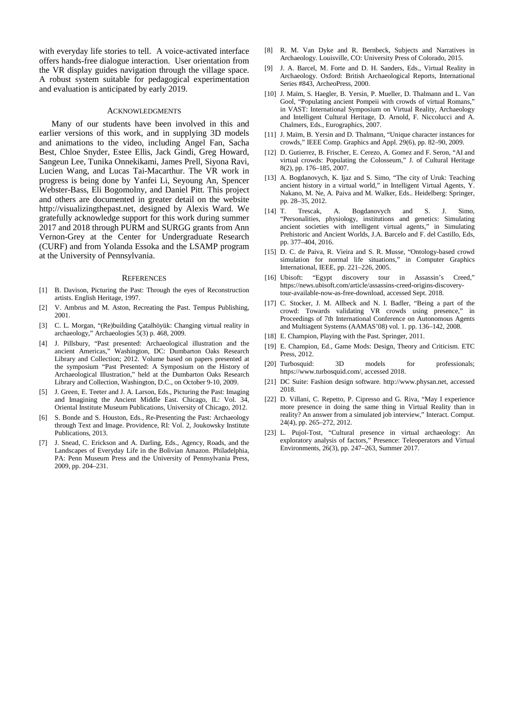with everyday life stories to tell. A voice-activated interface offers hands-free dialogue interaction. User orientation from the VR display guides navigation through the village space. A robust system suitable for pedagogical experimentation and evaluation is anticipated by early 2019.

## Acknowledgments

Many of our students have been involved in this and earlier versions of this work, and in supplying 3D models and animations to the video, including Angel Fan, Sacha Best, Chloe Snyder, Estee Ellis, Jack Gindi, Greg Howard, Sangeun Lee, Tunika Onnekikami, James Prell, Siyona Ravi, Lucien Wang, and Lucas Tai-Macarthur. The VR work in progress is being done by Yanfei Li, Seyoung An, Spencer Webster-Bass, Eli Bogomolny, and Daniel Pitt. This project and others are documented in greater detail on the website http://visualizingthepast.net, designed by Alexis Ward. We gratefully acknowledge support for this work during summer 2017 and 2018 through PURM and SURGG grants from Ann Vernon-Grey at the Center for Undergraduate Research (CURF) and from Yolanda Essoka and the LSAMP program at the University of Pennsylvania.

## References

[1] B. Davison, Picturing the Past: Through the eyes of Reconstruction artists. English Heritage, 1997.

[2] V. Ambrus and M. Aston, Recreating the Past. Tempus Publishing, 2001.

[3] C. L. Morgan, "(Re)building Çatalhöyük: Changing virtual reality in archaeology," Archaeologies 5(3) p. 468, 2009.

[4] J. Pillsbury, "Past presented: Archaeological illustration and the ancient Americas," Washington, DC: Dumbarton Oaks Research Library and Collection; 2012. Volume based on papers presented at the symposium "Past Presented: A Symposium on the History of Archaeological Illustration," held at the Dumbarton Oaks Research Library and Collection, Washington, D.C., on October 9-10, 2009.

[5] J. Green, E. Teeter and J. A. Larson, Eds., Picturing the Past: Imaging and Imagining the Ancient Middle East. Chicago, IL: Vol. 34, Oriental Institute Museum Publications, University of Chicago, 2012.

[6] S. Bonde and S. Houston, Eds., Re-Presenting the Past: Archaeology through Text and Image. Providence, RI: Vol. 2, Joukowsky Institute Publications, 2013.

[7] J. Snead, C. Erickson and A. Darling, Eds., Agency, Roads, and the Landscapes of Everyday Life in the Bolivian Amazon. Philadelphia, PA: Penn Museum Press and the University of Pennsylvania Press, 2009, pp. 204–231.

[8] R. M. Van Dyke and R. Bernbeck, Subjects and Narratives in Archaeology. Louisville, CO: University Press of Colorado, 2015.

[9] J. A. Barcel, M. Forte and D. H. Sanders, Eds., Virtual Reality in Archaeology. Oxford: British Archaeological Reports, International Series #843, ArcheoPress, 2000.

[10] J. Maïm, S. Haegler, B. Yersin, P. Mueller, D. Thalmann and L. Van Gool, "Populating ancient Pompeii with crowds of virtual Romans," in VAST: International Symposium on Virtual Reality, Archaeology and Intelligent Cultural Heritage, D. Arnold, F. Niccolucci and A. Chalmers, Eds., Eurographics, 2007.

[11] J. Maïm, B. Yersin and D. Thalmann, "Unique character instances for crowds," IEEE Comp. Graphics and Appl. 29(6), pp. 82–90, 2009.

[12] D. Gutierrez, B. Frischer, E. Cerezo, A. Gomez and F. Seron, "AI and virtual crowds: Populating the Colosseum," J. of Cultural Heritage 8(2), pp. 176–185, 2007.

[13] A. Bogdanovych, K. Ijaz and S. Simo, "The city of Uruk: Teaching ancient history in a virtual world," in Intelligent Virtual Agents, Y. Nakano, M. Ne, A. Paiva and M. Walker, Eds.. Heidelberg: Springer, pp. 28–35, 2012.

[14] T. Trescak, A. Bogdanovych and S. J. Simo, "Personalities, physiology, institutions and genetics: Simulating ancient societies with intelligent virtual agents," in Simulating Prehistoric and Ancient Worlds, J.A. Barcelo and F. del Castillo, Eds, pp. 377–404, 2016.

[15] D. C. de Paiva, R. Vieira and S. R. Musse, "Ontology-based crowd simulation for normal life situations," in Computer Graphics International, IEEE, pp. 221–226, 2005.

[16] Ubisoft: "Egypt discovery tour in Assassin's Creed," https://news.ubisoft.com/article/assassins-creed-origins-discovery-tour-available-now-as-free-download, accessed Sept. 2018.

[17] C. Stocker, J. M. Allbeck and N. I. Badler, "Being a part of the crowd: Towards validating VR crowds using presence," in Proceedings of 7th International Conference on Autonomous Agents and Multiagent Systems (AAMAS'08) vol. 1. pp. 136–142, 2008.

[18] E. Champion, Playing with the Past. Springer, 2011.

[19] E. Champion, Ed., Game Mods: Design, Theory and Criticism. ETC Press, 2012.

[20] Turbosquid: 3D models for professionals; https://www.turbosquid.com/, accessed 2018.

[21] DC Suite: Fashion design software. http://www.physan.net, accessed 2018.

[22] D. Villani, C. Repetto, P. Cipresso and G. Riva, "May I experience more presence in doing the same thing in Virtual Reality than in reality? An answer from a simulated job interview," Interact. Comput. 24(4), pp. 265–272, 2012.

[23] L. Pujol-Tost, "Cultural presence in virtual archaeology: An exploratory analysis of factors," Presence: Teleoperators and Virtual Environments, 26(3), pp. 247–263, Summer 2017.